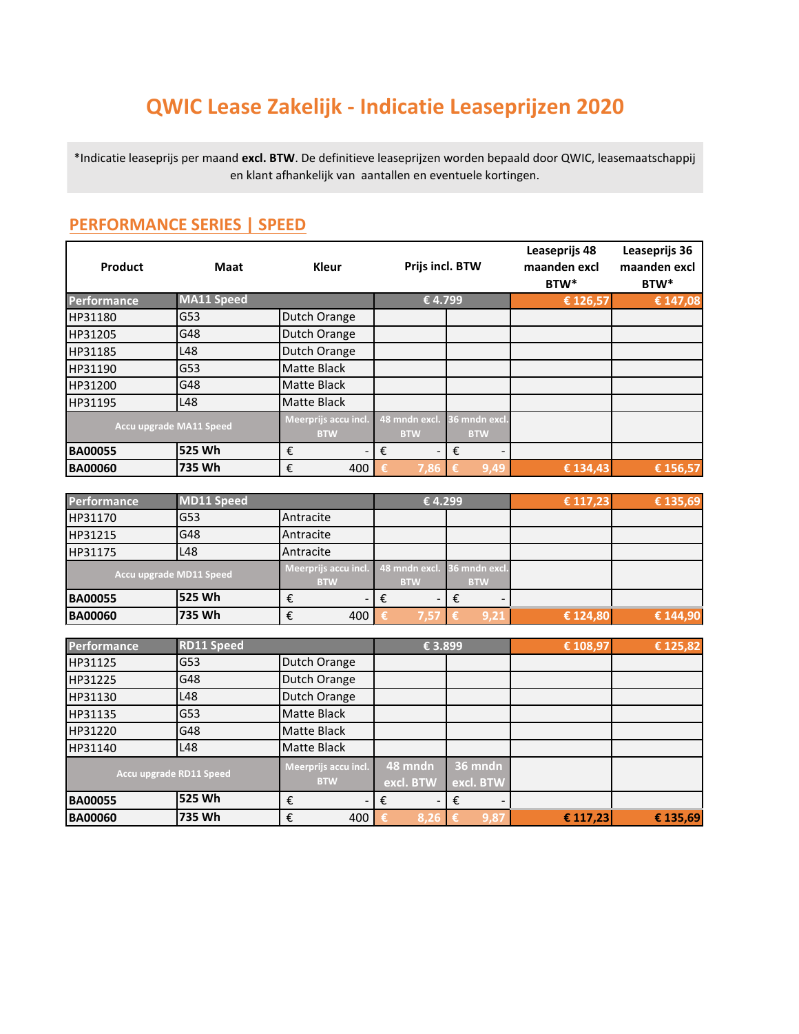# QWIC Lease Zakelijk - Indicatie Leaseprijzen 2020

*Indicatie leaseprijs per maand **excl. BTW**. De definitieve leaseprijzen worden bepaald door QWIC, leasemaatschappij en klant afhankelijk van aantallen en eventuele kortingen.

## PERFORMANCE SERIES | SPEED

| Product | Maat | Kleur | Prijs incl. BTW | | Leaseprijs 48 maanden excl BTW* | Leaseprijs 36 maanden excl BTW* |
|---|---|---|---|---|---|---|
| **Performance** | **MA11 Speed** | | **€ 4.799** | | **€ 126,57** | **€ 147,08** |
| HP31180 | G53 | Dutch Orange | | | | |
| HP31205 | G48 | Dutch Orange | | | | |
| HP31185 | L48 | Dutch Orange | | | | |
| HP31190 | G53 | Matte Black | | | | |
| HP31200 | G48 | Matte Black | | | | |
| HP31195 | L48 | Matte Black | | | | |
| Accu upgrade MA11 Speed | | Meerprijs accu incl. BTW | 48 mndn excl. BTW | 36 mndn excl. BTW | | |
| **BA00055** | **525 Wh** | € - | € - | € - | | |
| **BA00060** | **735 Wh** | € 400 | € 7,86 | € 9,49 | € 134,43 | € 156,57 |

| Product | Maat | Kleur | Prijs incl. BTW | | Leaseprijs 48 maanden excl BTW* | Leaseprijs 36 maanden excl BTW* |
|---|---|---|---|---|---|---|
| **Performance** | **MD11 Speed** | | **€ 4.299** | | **€ 117,23** | **€ 135,69** |
| HP31170 | G53 | Antracite | | | | |
| HP31215 | G48 | Antracite | | | | |
| HP31175 | L48 | Antracite | | | | |
| Accu upgrade MD11 Speed | | Meerprijs accu incl. BTW | 48 mndn excl. BTW | 36 mndn excl. BTW | | |
| **BA00055** | **525 Wh** | € - | € - | € - | | |
| **BA00060** | **735 Wh** | € 400 | € 7,57 | € 9,21 | € 124,80 | € 144,90 |

| Product | Maat | Kleur | Prijs incl. BTW | | Leaseprijs 48 maanden excl BTW* | Leaseprijs 36 maanden excl BTW* |
|---|---|---|---|---|---|---|
| **Performance** | **RD11 Speed** | | **€ 3.899** | | **€ 108,97** | **€ 125,82** |
| HP31125 | G53 | Dutch Orange | | | | |
| HP31225 | G48 | Dutch Orange | | | | |
| HP31130 | L48 | Dutch Orange | | | | |
| HP31135 | G53 | Matte Black | | | | |
| HP31220 | G48 | Matte Black | | | | |
| HP31140 | L48 | Matte Black | | | | |
| Accu upgrade RD11 Speed | | Meerprijs accu incl. BTW | 48 mndn excl. BTW | 36 mndn excl. BTW | | |
| **BA00055** | **525 Wh** | € - | € - | € - | | |
| **BA00060** | **735 Wh** | € 400 | € 8,26 | € 9,87 | € 117,23 | € 135,69 |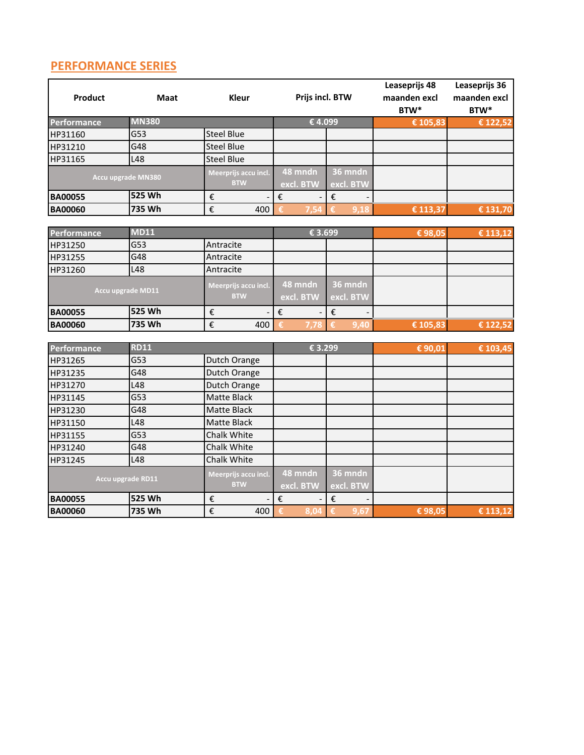## PERFORMANCE SERIES

| Product | Maat | Kleur | Prijs incl. BTW | | Leaseprijs 48 maanden excl BTW* | Leaseprijs 36 maanden excl BTW* |
|---|---|---|---|---|---|---|
| Performance | MN380 | | € 4.099 | | € 105,83 | € 122,52 |
| HP31160 | G53 | Steel Blue | | | | |
| HP31210 | G48 | Steel Blue | | | | |
| HP31165 | L48 | Steel Blue | | | | |
| Accu upgrade MN380 | | Meerprijs accu incl. BTW | 48 mndn excl. BTW | 36 mndn excl. BTW | | |
| **BA00055** | **525 Wh** | € - | € - | € - | | |
| **BA00060** | **735 Wh** | € 400 | € 7,54 | € 9,18 | € 113,37 | € 131,70 |

| Product | Maat | Kleur | Prijs incl. BTW | | Leaseprijs 48 maanden excl BTW* | Leaseprijs 36 maanden excl BTW* |
|---|---|---|---|---|---|---|
| Performance | MD11 | | € 3.699 | | € 98,05 | € 113,12 |
| HP31250 | G53 | Antracite | | | | |
| HP31255 | G48 | Antracite | | | | |
| HP31260 | L48 | Antracite | | | | |
| Accu upgrade MD11 | | Meerprijs accu incl. BTW | 48 mndn excl. BTW | 36 mndn excl. BTW | | |
| **BA00055** | **525 Wh** | € - | € - | € - | | |
| **BA00060** | **735 Wh** | € 400 | € 7,78 | € 9,40 | € 105,83 | € 122,52 |

| Product | Maat | Kleur | Prijs incl. BTW | | Leaseprijs 48 maanden excl BTW* | Leaseprijs 36 maanden excl BTW* |
|---|---|---|---|---|---|---|
| Performance | RD11 | | € 3.299 | | € 90,01 | € 103,45 |
| HP31265 | G53 | Dutch Orange | | | | |
| HP31235 | G48 | Dutch Orange | | | | |
| HP31270 | L48 | Dutch Orange | | | | |
| HP31145 | G53 | Matte Black | | | | |
| HP31230 | G48 | Matte Black | | | | |
| HP31150 | L48 | Matte Black | | | | |
| HP31155 | G53 | Chalk White | | | | |
| HP31240 | G48 | Chalk White | | | | |
| HP31245 | L48 | Chalk White | | | | |
| Accu upgrade RD11 | | Meerprijs accu incl. BTW | 48 mndn excl. BTW | 36 mndn excl. BTW | | |
| **BA00055** | **525 Wh** | € - | € - | € - | | |
| **BA00060** | **735 Wh** | € 400 | € 8,04 | € 9,67 | € 98,05 | € 113,12 |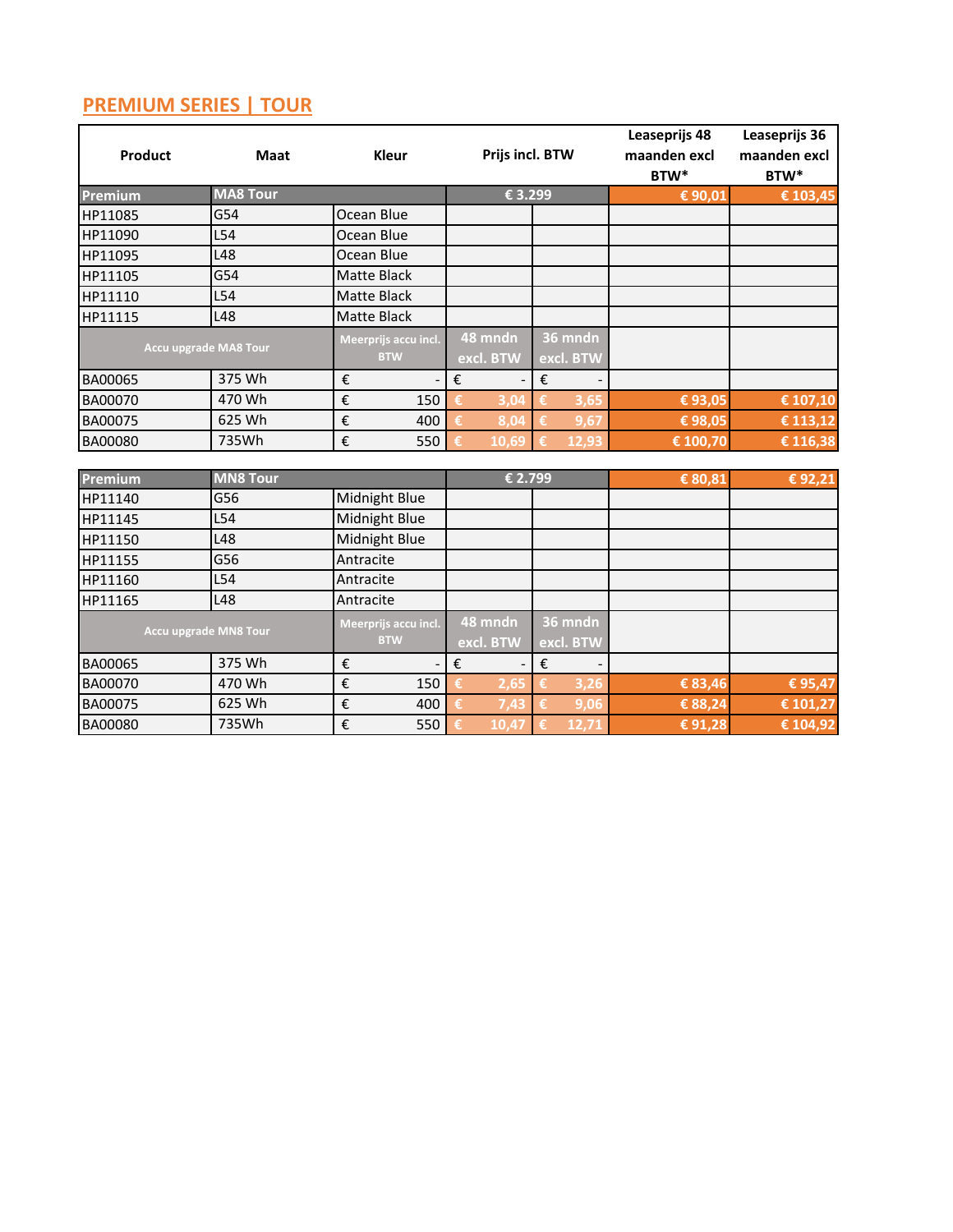## PREMIUM SERIES | TOUR

| Product | Maat | Kleur | Prijs incl. BTW | | Leaseprijs 48 maanden excl BTW* | Leaseprijs 36 maanden excl BTW* |
|---|---|---|---|---|---|---|
| Premium | MA8 Tour | | € 3.299 | | € 90,01 | € 103,45 |
| HP11085 | G54 | Ocean Blue | | | | |
| HP11090 | L54 | Ocean Blue | | | | |
| HP11095 | L48 | Ocean Blue | | | | |
| HP11105 | G54 | Matte Black | | | | |
| HP11110 | L54 | Matte Black | | | | |
| HP11115 | L48 | Matte Black | | | | |
| Accu upgrade MA8 Tour | | Meerprijs accu incl. BTW | 48 mndn excl. BTW | 36 mndn excl. BTW | | |
| BA00065 | 375 Wh | € - | € - | € - | | |
| BA00070 | 470 Wh | € 150 | € 3,04 | € 3,65 | € 93,05 | € 107,10 |
| BA00075 | 625 Wh | € 400 | € 8,04 | € 9,67 | € 98,05 | € 113,12 |
| BA00080 | 735Wh | € 550 | € 10,69 | € 12,93 | € 100,70 | € 116,38 |
| Premium | MN8 Tour | | € 2.799 | | € 80,81 | € 92,21 |
| HP11140 | G56 | Midnight Blue | | | | |
| HP11145 | L54 | Midnight Blue | | | | |
| HP11150 | L48 | Midnight Blue | | | | |
| HP11155 | G56 | Antracite | | | | |
| HP11160 | L54 | Antracite | | | | |
| HP11165 | L48 | Antracite | | | | |
| Accu upgrade MN8 Tour | | Meerprijs accu incl. BTW | 48 mndn excl. BTW | 36 mndn excl. BTW | | |
| BA00065 | 375 Wh | € - | € - | € - | | |
| BA00070 | 470 Wh | € 150 | € 2,65 | € 3,26 | € 83,46 | € 95,47 |
| BA00075 | 625 Wh | € 400 | € 7,43 | € 9,06 | € 88,24 | € 101,27 |
| BA00080 | 735Wh | € 550 | € 10,47 | € 12,71 | € 91,28 | € 104,92 |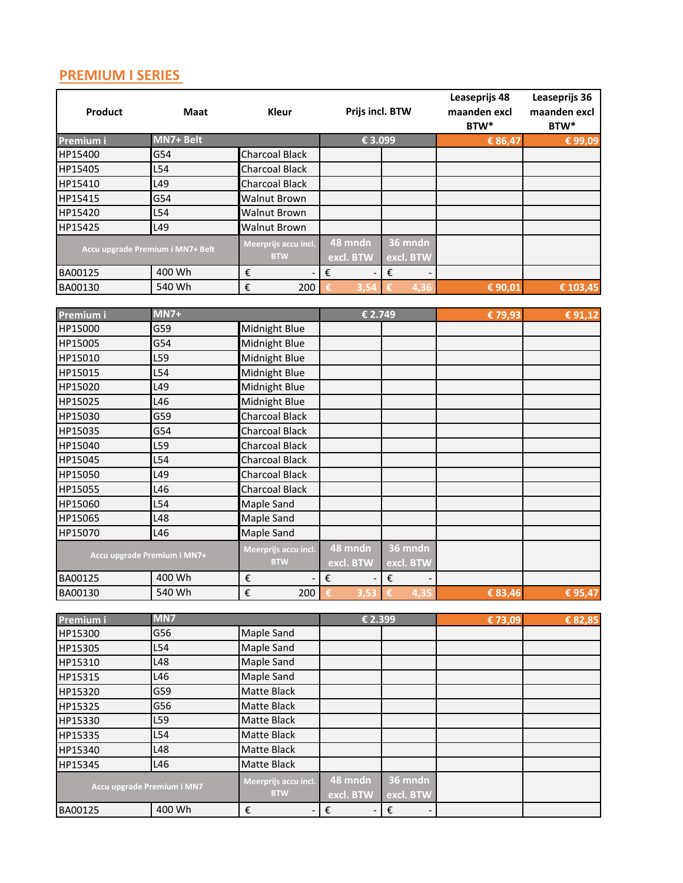## PREMIUM I SERIES

| Product | Maat | Kleur | Prijs incl. BTW | | Leaseprijs 48 maanden excl BTW* | Leaseprijs 36 maanden excl BTW* |
|---|---|---|---|---|---|---|
| Premium i | MN7+ Belt | | € 3.099 | | € 86,47 | € 99,09 |
| HP15400 | G54 | Charcoal Black | | | | |
| HP15405 | L54 | Charcoal Black | | | | |
| HP15410 | L49 | Charcoal Black | | | | |
| HP15415 | G54 | Walnut Brown | | | | |
| HP15420 | L54 | Walnut Brown | | | | |
| HP15425 | L49 | Walnut Brown | | | | |
| Accu upgrade Premium i MN7+ Belt | | Meerprijs accu incl. BTW | 48 mndn excl. BTW | 36 mndn excl. BTW | | |
| BA00125 | 400 Wh | € - | € - | € - | | |
| BA00130 | 540 Wh | € 200 | € 3,54 | € 4,36 | € 90,01 | € 103,45 |

| Product | Maat | Kleur | Prijs incl. BTW | | Leaseprijs 48 maanden excl BTW* | Leaseprijs 36 maanden excl BTW* |
|---|---|---|---|---|---|---|
| Premium i | MN7+ | | € 2.749 | | € 79,93 | € 91,12 |
| HP15000 | G59 | Midnight Blue | | | | |
| HP15005 | G54 | Midnight Blue | | | | |
| HP15010 | L59 | Midnight Blue | | | | |
| HP15015 | L54 | Midnight Blue | | | | |
| HP15020 | L49 | Midnight Blue | | | | |
| HP15025 | L46 | Midnight Blue | | | | |
| HP15030 | G59 | Charcoal Black | | | | |
| HP15035 | G54 | Charcoal Black | | | | |
| HP15040 | L59 | Charcoal Black | | | | |
| HP15045 | L54 | Charcoal Black | | | | |
| HP15050 | L49 | Charcoal Black | | | | |
| HP15055 | L46 | Charcoal Black | | | | |
| HP15060 | L54 | Maple Sand | | | | |
| HP15065 | L48 | Maple Sand | | | | |
| HP15070 | L46 | Maple Sand | | | | |
| Accu upgrade Premium i MN7+ | | Meerprijs accu incl. BTW | 48 mndn excl. BTW | 36 mndn excl. BTW | | |
| BA00125 | 400 Wh | € - | € - | € - | | |
| BA00130 | 540 Wh | € 200 | € 3,53 | € 4,35 | € 83,46 | € 95,47 |

| Product | Maat | Kleur | Prijs incl. BTW | | Leaseprijs 48 maanden excl BTW* | Leaseprijs 36 maanden excl BTW* |
|---|---|---|---|---|---|---|
| Premium i | MN7 | | € 2.399 | | € 73,09 | € 82,85 |
| HP15300 | G56 | Maple Sand | | | | |
| HP15305 | L54 | Maple Sand | | | | |
| HP15310 | L48 | Maple Sand | | | | |
| HP15315 | L46 | Maple Sand | | | | |
| HP15320 | G59 | Matte Black | | | | |
| HP15325 | G56 | Matte Black | | | | |
| HP15330 | L59 | Matte Black | | | | |
| HP15335 | L54 | Matte Black | | | | |
| HP15340 | L48 | Matte Black | | | | |
| HP15345 | L46 | Matte Black | | | | |
| Accu upgrade Premium i MN7 | | Meerprijs accu incl. BTW | 48 mndn excl. BTW | 36 mndn excl. BTW | | |
| BA00125 | 400 Wh | € - | € - | € - | | |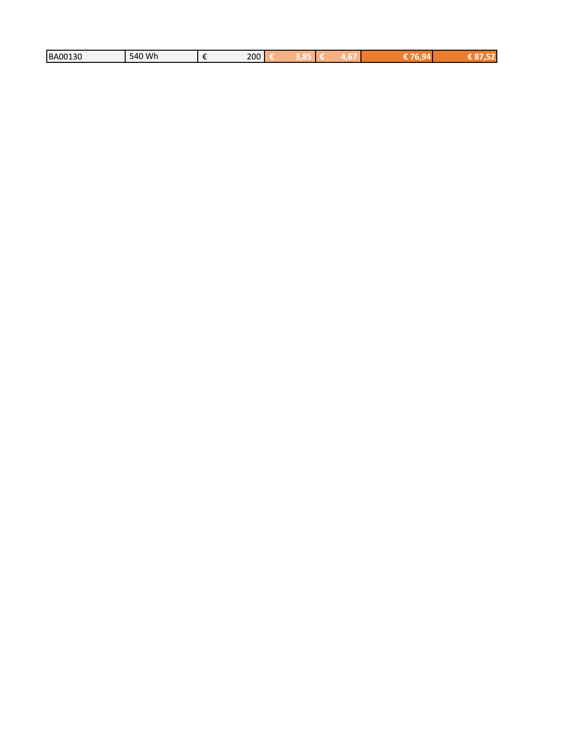| BA00130 | 540 Wh | € 200 | € 3,85 | € 4,67 | € 76,94 | € 87,52 |
|---|---|---|---|---|---|---|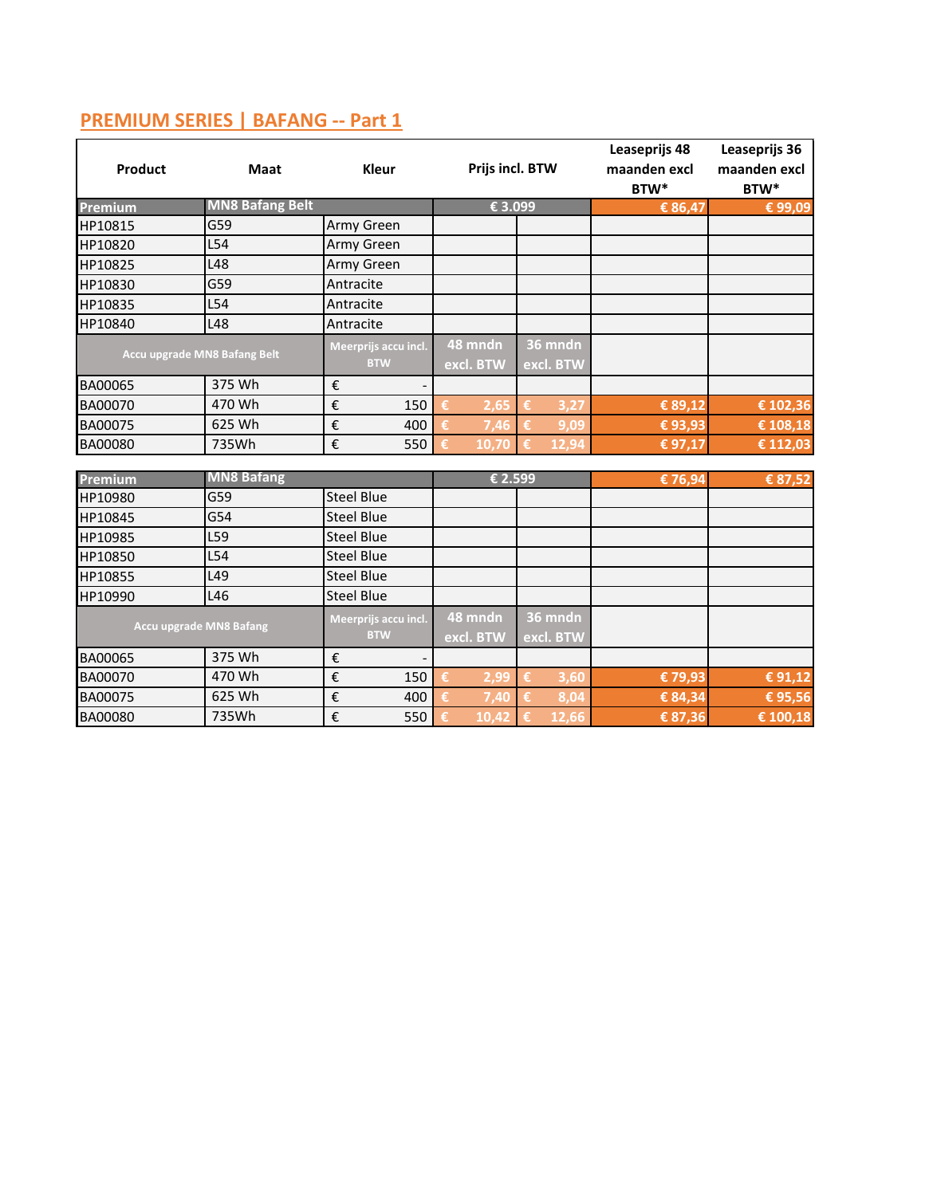## PREMIUM SERIES | BAFANG -- Part 1

| Product | Maat | Kleur | Prijs incl. BTW | | Leaseprijs 48 maanden excl BTW* | Leaseprijs 36 maanden excl BTW* |
|---|---|---|---|---|---|---|
| Premium | MN8 Bafang Belt | | € 3.099 | | € 86,47 | € 99,09 |
| HP10815 | G59 | Army Green | | | | |
| HP10820 | L54 | Army Green | | | | |
| HP10825 | L48 | Army Green | | | | |
| HP10830 | G59 | Antracite | | | | |
| HP10835 | L54 | Antracite | | | | |
| HP10840 | L48 | Antracite | | | | |
| Accu upgrade MN8 Bafang Belt | | Meerprijs accu incl. BTW | 48 mndn excl. BTW | 36 mndn excl. BTW | | |
| BA00065 | 375 Wh | € - | | | | |
| BA00070 | 470 Wh | € 150 | € 2,65 | € 3,27 | € 89,12 | € 102,36 |
| BA00075 | 625 Wh | € 400 | € 7,46 | € 9,09 | € 93,93 | € 108,18 |
| BA00080 | 735Wh | € 550 | € 10,70 | € 12,94 | € 97,17 | € 112,03 |

| Premium | MN8 Bafang | | € 2.599 | | € 76,94 | € 87,52 |
|---|---|---|---|---|---|---|
| HP10980 | G59 | Steel Blue | | | | |
| HP10845 | G54 | Steel Blue | | | | |
| HP10985 | L59 | Steel Blue | | | | |
| HP10850 | L54 | Steel Blue | | | | |
| HP10855 | L49 | Steel Blue | | | | |
| HP10990 | L46 | Steel Blue | | | | |
| Accu upgrade MN8 Bafang | | Meerprijs accu incl. BTW | 48 mndn excl. BTW | 36 mndn excl. BTW | | |
| BA00065 | 375 Wh | € - | | | | |
| BA00070 | 470 Wh | € 150 | € 2,99 | € 3,60 | € 79,93 | € 91,12 |
| BA00075 | 625 Wh | € 400 | € 7,40 | € 8,04 | € 84,34 | € 95,56 |
| BA00080 | 735Wh | € 550 | € 10,42 | € 12,66 | € 87,36 | € 100,18 |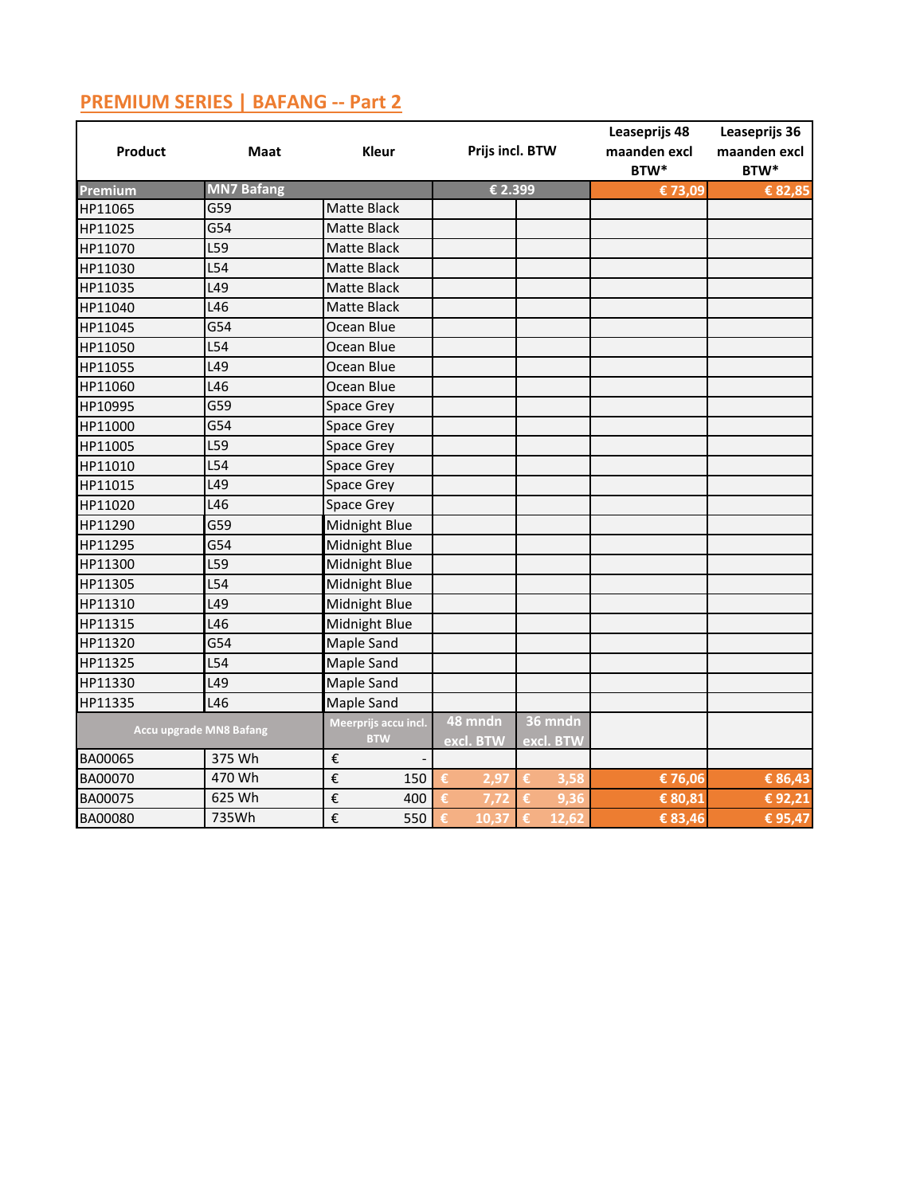## PREMIUM SERIES | BAFANG -- Part 2

| Product | Maat | Kleur | Prijs incl. BTW | | Leaseprijs 48 maanden excl BTW* | Leaseprijs 36 maanden excl BTW* |
|---|---|---|---|---|---|---|
| Premium | MN7 Bafang | | € 2.399 | | € 73,09 | € 82,85 |
| HP11065 | G59 | Matte Black | | | | |
| HP11025 | G54 | Matte Black | | | | |
| HP11070 | L59 | Matte Black | | | | |
| HP11030 | L54 | Matte Black | | | | |
| HP11035 | L49 | Matte Black | | | | |
| HP11040 | L46 | Matte Black | | | | |
| HP11045 | G54 | Ocean Blue | | | | |
| HP11050 | L54 | Ocean Blue | | | | |
| HP11055 | L49 | Ocean Blue | | | | |
| HP11060 | L46 | Ocean Blue | | | | |
| HP10995 | G59 | Space Grey | | | | |
| HP11000 | G54 | Space Grey | | | | |
| HP11005 | L59 | Space Grey | | | | |
| HP11010 | L54 | Space Grey | | | | |
| HP11015 | L49 | Space Grey | | | | |
| HP11020 | L46 | Space Grey | | | | |
| HP11290 | G59 | Midnight Blue | | | | |
| HP11295 | G54 | Midnight Blue | | | | |
| HP11300 | L59 | Midnight Blue | | | | |
| HP11305 | L54 | Midnight Blue | | | | |
| HP11310 | L49 | Midnight Blue | | | | |
| HP11315 | L46 | Midnight Blue | | | | |
| HP11320 | G54 | Maple Sand | | | | |
| HP11325 | L54 | Maple Sand | | | | |
| HP11330 | L49 | Maple Sand | | | | |
| HP11335 | L46 | Maple Sand | | | | |
| Accu upgrade MN8 Bafang | | Meerprijs accu incl. BTW | 48 mndn excl. BTW | 36 mndn excl. BTW | | |
| BA00065 | 375 Wh | € - | | | | |
| BA00070 | 470 Wh | € 150 | € 2,97 | € 3,58 | € 76,06 | € 86,43 |
| BA00075 | 625 Wh | € 400 | € 7,72 | € 9,36 | € 80,81 | € 92,21 |
| BA00080 | 735Wh | € 550 | € 10,37 | € 12,62 | € 83,46 | € 95,47 |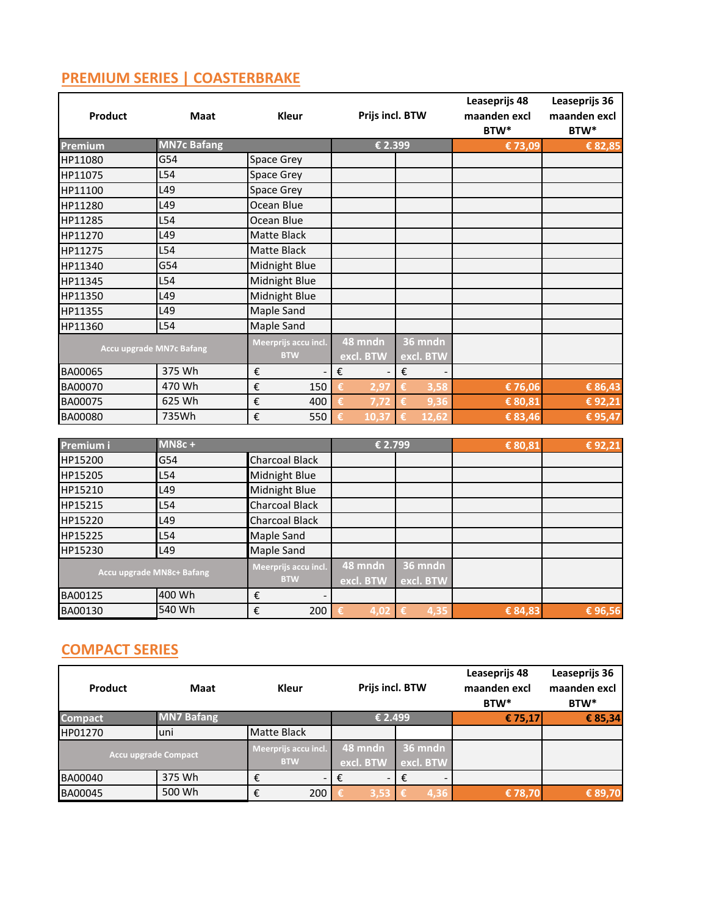## PREMIUM SERIES | COASTERBRAKE

| Product | Maat | Kleur | Prijs incl. BTW | | Leaseprijs 48 maanden excl BTW* | Leaseprijs 36 maanden excl BTW* |
|---|---|---|---|---|---|---|
| Premium | MN7c Bafang | | € 2.399 | | € 73,09 | € 82,85 |
| HP11080 | G54 | Space Grey | | | | |
| HP11075 | L54 | Space Grey | | | | |
| HP11100 | L49 | Space Grey | | | | |
| HP11280 | L49 | Ocean Blue | | | | |
| HP11285 | L54 | Ocean Blue | | | | |
| HP11270 | L49 | Matte Black | | | | |
| HP11275 | L54 | Matte Black | | | | |
| HP11340 | G54 | Midnight Blue | | | | |
| HP11345 | L54 | Midnight Blue | | | | |
| HP11350 | L49 | Midnight Blue | | | | |
| HP11355 | L49 | Maple Sand | | | | |
| HP11360 | L54 | Maple Sand | | | | |
| Accu upgrade MN7c Bafang | | Meerprijs accu incl. BTW | 48 mndn excl. BTW | 36 mndn excl. BTW | | |
| BA00065 | 375 Wh | € - | € - | € - | | |
| BA00070 | 470 Wh | € 150 | € 2,97 | € 3,58 | € 76,06 | € 86,43 |
| BA00075 | 625 Wh | € 400 | € 7,72 | € 9,36 | € 80,81 | € 92,21 |
| BA00080 | 735Wh | € 550 | € 10,37 | € 12,62 | € 83,46 | € 95,47 |

| Product | Maat | Kleur | Prijs incl. BTW | | Leaseprijs 48 maanden excl BTW* | Leaseprijs 36 maanden excl BTW* |
|---|---|---|---|---|---|---|
| Premium i | MN8c + | | € 2.799 | | € 80,81 | € 92,21 |
| HP15200 | G54 | Charcoal Black | | | | |
| HP15205 | L54 | Midnight Blue | | | | |
| HP15210 | L49 | Midnight Blue | | | | |
| HP15215 | L54 | Charcoal Black | | | | |
| HP15220 | L49 | Charcoal Black | | | | |
| HP15225 | L54 | Maple Sand | | | | |
| HP15230 | L49 | Maple Sand | | | | |
| Accu upgrade MN8c+ Bafang | | Meerprijs accu incl. BTW | 48 mndn excl. BTW | 36 mndn excl. BTW | | |
| BA00125 | 400 Wh | € - | | | | |
| BA00130 | 540 Wh | € 200 | € 4,02 | € 4,35 | € 84,83 | € 96,56 |

## COMPACT SERIES

| Product | Maat | Kleur | Prijs incl. BTW | | Leaseprijs 48 maanden excl BTW* | Leaseprijs 36 maanden excl BTW* |
|---|---|---|---|---|---|---|
| Compact | MN7 Bafang | | € 2.499 | | € 75,17 | € 85,34 |
| HP01270 | uni | Matte Black | | | | |
| Accu upgrade Compact | | Meerprijs accu incl. BTW | 48 mndn excl. BTW | 36 mndn excl. BTW | | |
| BA00040 | 375 Wh | € - | € - | € - | | |
| BA00045 | 500 Wh | € 200 | € 3,53 | € 4,36 | € 78,70 | € 89,70 |